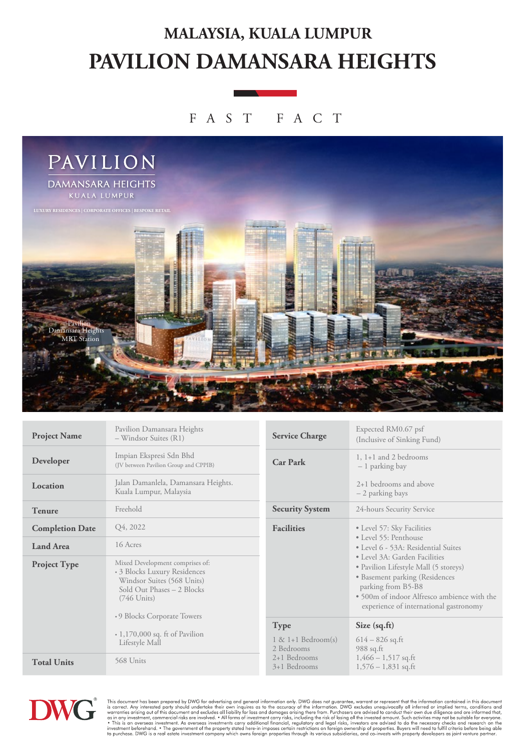## MALAYSIA, KUALA LUMPUR

# PAVILION DAMANSARA HEIGHTS

FAST FACT

PAVILION

DAMANSARA HEIGHTS

KUALA LUMPUR

LUXURY RESIDENCES | CORPORATE OFFICES | BESPOKE RETAIL

Pavilion Damansara Heights MRT Station

| | |
|---|---|
| **Project Name** | Pavilion Damansara Heights – Windsor Suites (R1) |
| **Developer** | Impian Ekspresi Sdn Bhd (JV between Pavilion Group and CPPIB) |
| **Location** | Jalan Damanlela, Damansara Heights. Kuala Lumpur, Malaysia |
| **Tenure** | Freehold |
| **Completion Date** | Q4, 2022 |
| **Land Area** | 16 Acres |
| **Project Type** | Mixed Development comprises of:<br>• 3 Blocks Luxury Residences Windsor Suites (568 Units) Sold Out Phases – 2 Blocks (746 Units)<br>• 9 Blocks Corporate Towers<br>• 1,170,000 sq. ft of Pavilion Lifestyle Mall |
| **Total Units** | 568 Units |

| | |
|---|---|
| **Service Charge** | Expected RM0.67 psf (Inclusive of Sinking Fund) |
| **Car Park** | 1, 1+1 and 2 bedrooms – 1 parking bay<br>2+1 bedrooms and above – 2 parking bays |
| **Security System** | 24-hours Security Service |
| **Facilities** | • Level 57: Sky Facilities<br>• Level 55: Penthouse<br>• Level 6 - 53A: Residential Suites<br>• Level 3A: Garden Facilities<br>• Pavilion Lifestyle Mall (5 storeys)<br>• Basement parking (Residences parking from B5-B8<br>• 500m of indoor Alfresco ambience with the experience of international gastronomy |

| **Type** | **Size (sq.ft)** |
|---|---|
| 1 & 1+1 Bedroom(s) | 614 – 826 sq.ft |
| 2 Bedrooms | 988 sq.ft |
| 2+1 Bedrooms | 1,466 – 1,517 sq.ft |
| 3+1 Bedrooms | 1,576 – 1,831 sq.ft |

DWG®

This document has been prepared by DWG for advertising and general information only. DWG does not guarantee, warrant or represent that the information contained in this document is correct. Any interested party should undertake their own inquires as to the accuracy of the information. DWG excludes unequivocally all inferred or implied terms, conditions and warranties arising out of this document and excludes all liability for loss and damages arising there from. Purchasers are advised to conduct their own due diligence and are informed that, as in any investment, commercial risks are involved. • All forms of investment carry risks, including the risk of losing all the invested amount. Such activities may not be suitable for everyone. • This is an overseas investment. As overseas investments carry additional financial, regulatory and legal risks, investors are advised to do the necessary checks and research on the investment beforehand. • The government of the property stated here-in imposes certain restrictions on foreign ownership of properties. Buyers will need to fulfil criteria before being able to purchase. DWG is a real estate investment company which owns foreign properties through its various subsidiaries, and co-invests with property developers as joint venture partner.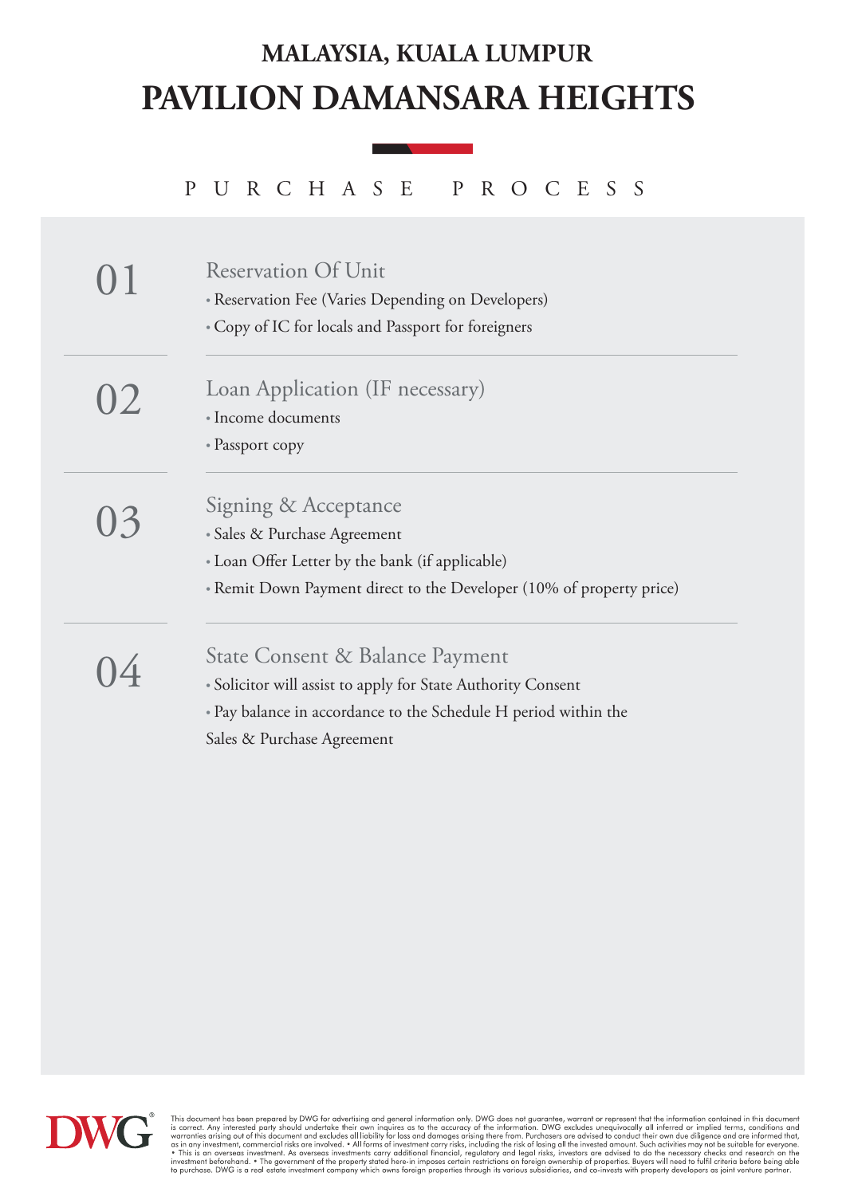## MALAYSIA, KUALA LUMPUR

# PAVILION DAMANSARA HEIGHTS

P U R C H A S E   P R O C E S S

### 01 Reservation Of Unit

- Reservation Fee (Varies Depending on Developers)
- Copy of IC for locals and Passport for foreigners

### 02 Loan Application (IF necessary)

- Income documents
- Passport copy

### 03 Signing & Acceptance

- Sales & Purchase Agreement
- Loan Offer Letter by the bank (if applicable)
- Remit Down Payment direct to the Developer (10% of property price)

### 04 State Consent & Balance Payment

- Solicitor will assist to apply for State Authority Consent
- Pay balance in accordance to the Schedule H period within the Sales & Purchase Agreement

DWG®

This document has been prepared by DWG for advertising and general information only. DWG does not guarantee, warrant or represent that the information contained in this document is correct. Any interested party should undertake their own inquires as to the accuracy of the information. DWG excludes unequivocally all inferred or implied terms, conditions and warranties arising out of this document and excludes all liability for loss and damages arising there from. Purchasers are advised to conduct their own due diligence and are informed that, as in any investment, commercial risks are involved. • All forms of investment carry risks, including the risk of losing all the invested amount. Such activities may not be suitable for everyone. • This is an overseas investment. As overseas investments carry additional financial, regulatory and legal risks, investors are advised to do the necessary checks and research on the investment beforehand. • The government of the property stated here-in imposes certain restrictions on foreign ownership of properties. Buyers will need to fulfil criteria before being able to purchase. DWG is a real estate investment company which owns foreign properties through its various subsidiaries, and co-invests with property developers as joint venture partner.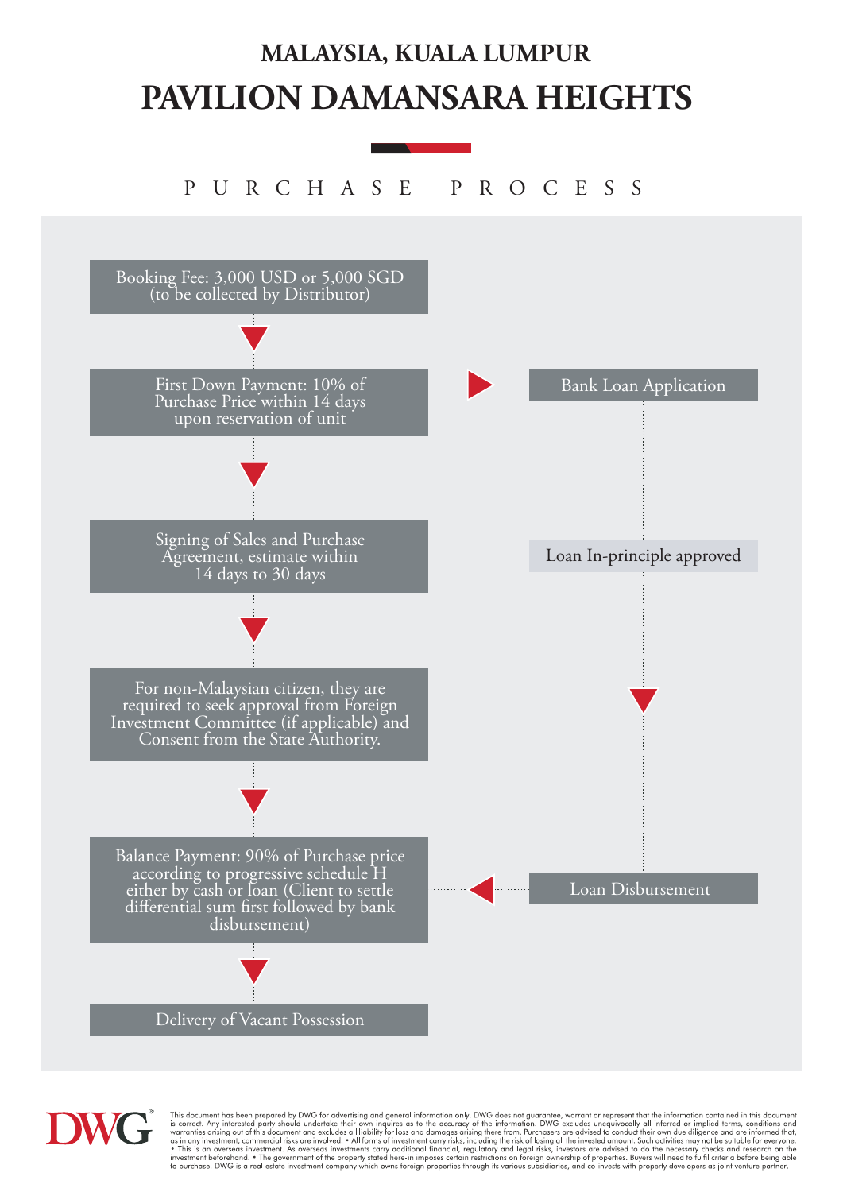**MALAYSIA, KUALA LUMPUR**

# PAVILION DAMANSARA HEIGHTS

## PURCHASE PROCESS

Booking Fee: 3,000 USD or 5,000 SGD (to be collected by Distributor)

First Down Payment: 10% of Purchase Price within 14 days upon reservation of unit

Bank Loan Application

Signing of Sales and Purchase Agreement, estimate within 14 days to 30 days

Loan In-principle approved

For non-Malaysian citizen, they are required to seek approval from Foreign Investment Committee (if applicable) and Consent from the State Authority.

Balance Payment: 90% of Purchase price according to progressive schedule H either by cash or loan (Client to settle differential sum first followed by bank disbursement)

Loan Disbursement

Delivery of Vacant Possession

DWG®

This document has been prepared by DWG for advertising and general information only. DWG does not guarantee, warrant or represent that the information contained in this document is correct. Any interested party should undertake their own inquires as to the accuracy of the information. DWG excludes unequivocally all inferred or implied terms, conditions and warranties arising out of this document and excludes all liability for loss and damages arising there from. Purchasers are advised to conduct their own due diligence and are informed that, as in any investment, commercial risks are involved. • All forms of investment carry risks, including the risk of losing all the invested amount. Such activities may not be suitable for everyone. • This is an overseas investment. As overseas investments carry additional financial, regulatory and legal risks, investors are advised to do the necessary checks and research on the investment beforehand. • The government of the property stated here-in imposes certain restrictions on foreign ownership of properties. Buyers will need to fulfil criteria before being able to purchase. DWG is a real estate investment company which owns foreign properties through its various subsidiaries, and co-invests with property developers as joint venture partner.